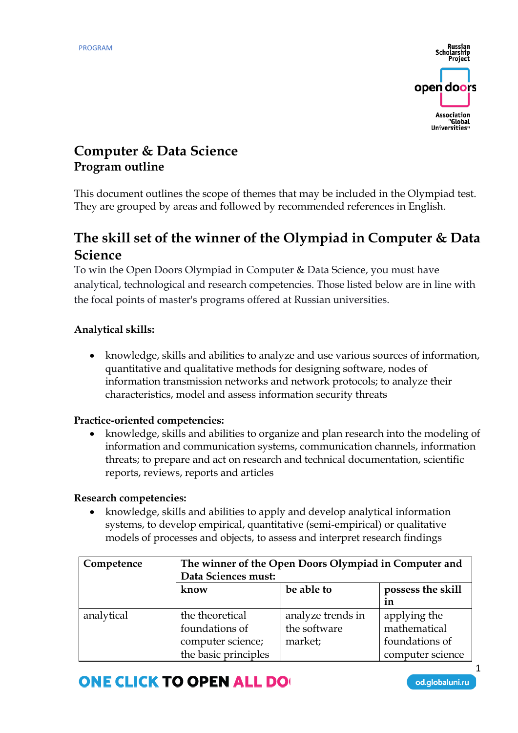# Computer & Data Science
## Program outline

This document outlines the scope of themes that may be included in the Olympiad test. They are grouped by areas and followed by recommended references in English.

## The skill set of the winner of the Olympiad in Computer & Data Science

To win the Open Doors Olympiad in Computer & Data Science, you must have analytical, technological and research competencies. Those listed below are in line with the focal points of master's programs offered at Russian universities.

**Analytical skills:**

- knowledge, skills and abilities to analyze and use various sources of information, quantitative and qualitative methods for designing software, nodes of information transmission networks and network protocols; to analyze their characteristics, model and assess information security threats

**Practice-oriented competencies:**

- knowledge, skills and abilities to organize and plan research into the modeling of information and communication systems, communication channels, information threats; to prepare and act on research and technical documentation, scientific reports, reviews, reports and articles

**Research competencies:**

- knowledge, skills and abilities to apply and develop analytical information systems, to develop empirical, quantitative (semi-empirical) or qualitative models of processes and objects, to assess and interpret research findings

| Competence | The winner of the Open Doors Olympiad in Computer and Data Sciences must: | | |
|---|---|---|---|
| | **know** | **be able to** | **possess the skill in** |
| analytical | the theoretical foundations of computer science; the basic principles | analyze trends in the software market; | applying the mathematical foundations of computer science |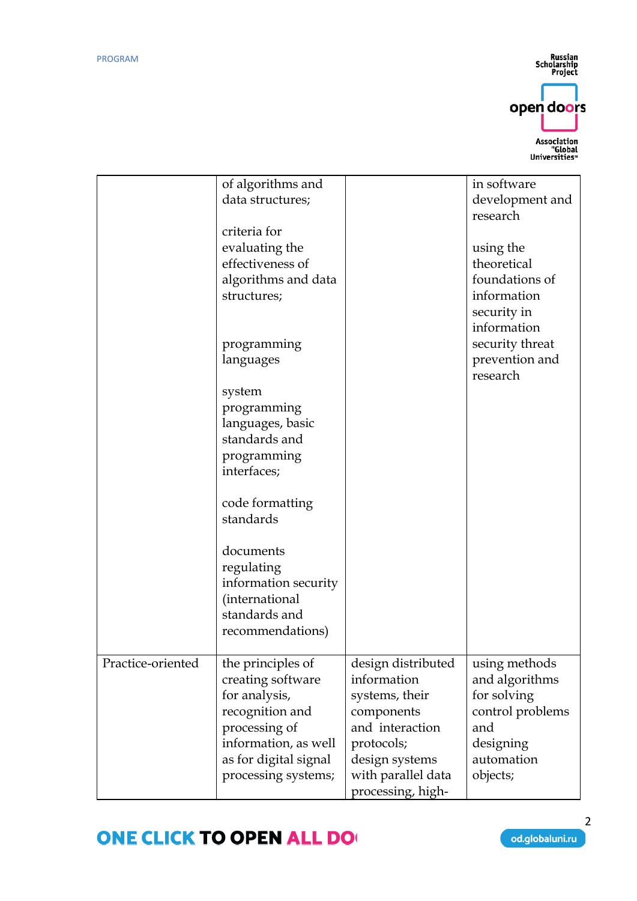| | | | |
|---|---|---|---|
| | of algorithms and data structures;<br><br>criteria for evaluating the effectiveness of algorithms and data structures;<br><br>programming languages<br><br>system programming languages, basic standards and programming interfaces;<br><br>code formatting standards<br><br>documents regulating information security (international standards and recommendations) | | in software development and research<br><br>using the theoretical foundations of information security in information security threat prevention and research |
| Practice-oriented | the principles of creating software for analysis, recognition and processing of information, as well as for digital signal processing systems; | design distributed information systems, their components and interaction protocols;<br>design systems with parallel data processing, high- | using methods and algorithms for solving control problems and designing automation objects; |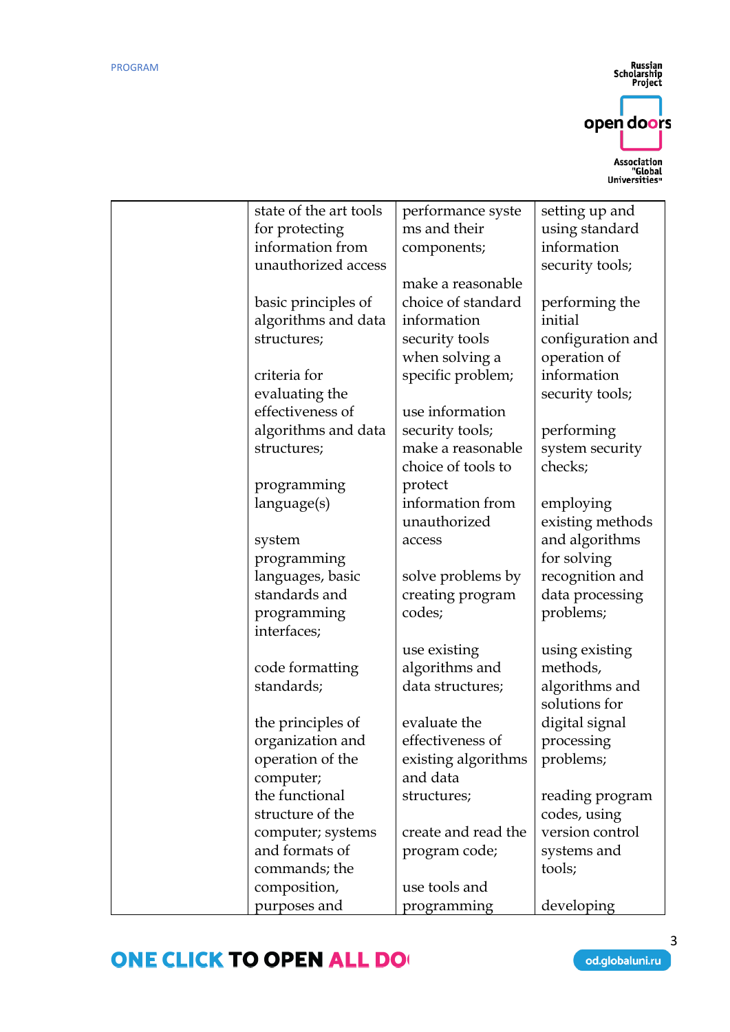| | | | |
|---|---|---|---|
| | state of the art tools for protecting information from unauthorized access<br><br>basic principles of algorithms and data structures;<br><br>criteria for evaluating the effectiveness of algorithms and data structures;<br><br>programming language(s)<br><br>system programming languages, basic standards and programming interfaces;<br><br>code formatting standards;<br><br>the principles of organization and operation of the computer;<br>the functional structure of the computer; systems and formats of commands; the composition, purposes and | performance systems and their components;<br><br>make a reasonable choice of standard information security tools when solving a specific problem;<br><br>use information security tools; make a reasonable choice of tools to protect information from unauthorized access<br><br>solve problems by creating program codes;<br><br>use existing algorithms and data structures;<br><br>evaluate the effectiveness of existing algorithms and data structures;<br><br>create and read the program code;<br><br>use tools and programming | setting up and using standard information security tools;<br><br>performing the initial configuration and operation of information security tools;<br><br>performing system security checks;<br><br>employing existing methods and algorithms for solving recognition and data processing problems;<br><br>using existing methods, algorithms and solutions for digital signal processing problems;<br><br>reading program codes, using version control systems and tools;<br><br>developing |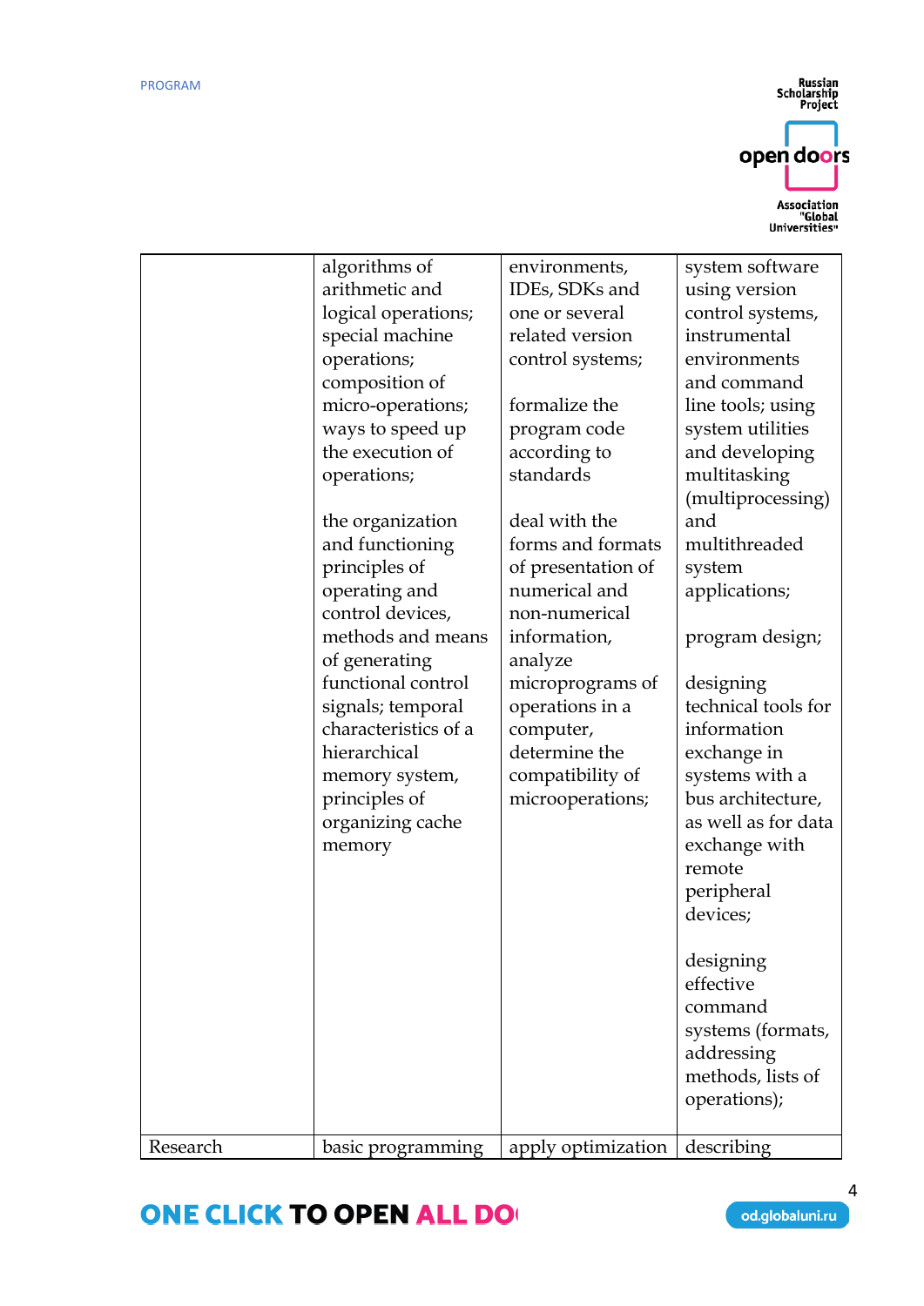| | | | |
|---|---|---|---|
| | algorithms of arithmetic and logical operations; special machine operations; composition of micro-operations; ways to speed up the execution of operations;<br><br>the organization and functioning principles of operating and control devices, methods and means of generating functional control signals; temporal characteristics of a hierarchical memory system, principles of organizing cache memory | environments, IDEs, SDKs and one or several related version control systems;<br><br>formalize the program code according to standards<br><br>deal with the forms and formats of presentation of numerical and non-numerical information, analyze microprograms of operations in a computer, determine the compatibility of microoperations; | system software using version control systems, instrumental environments and command line tools; using system utilities and developing multitasking (multiprocessing) and multithreaded system applications;<br><br>program design;<br><br>designing technical tools for information exchange in systems with a bus architecture, as well as for data exchange with remote peripheral devices;<br><br>designing effective command systems (formats, addressing methods, lists of operations); |
| Research | basic programming | apply optimization | describing |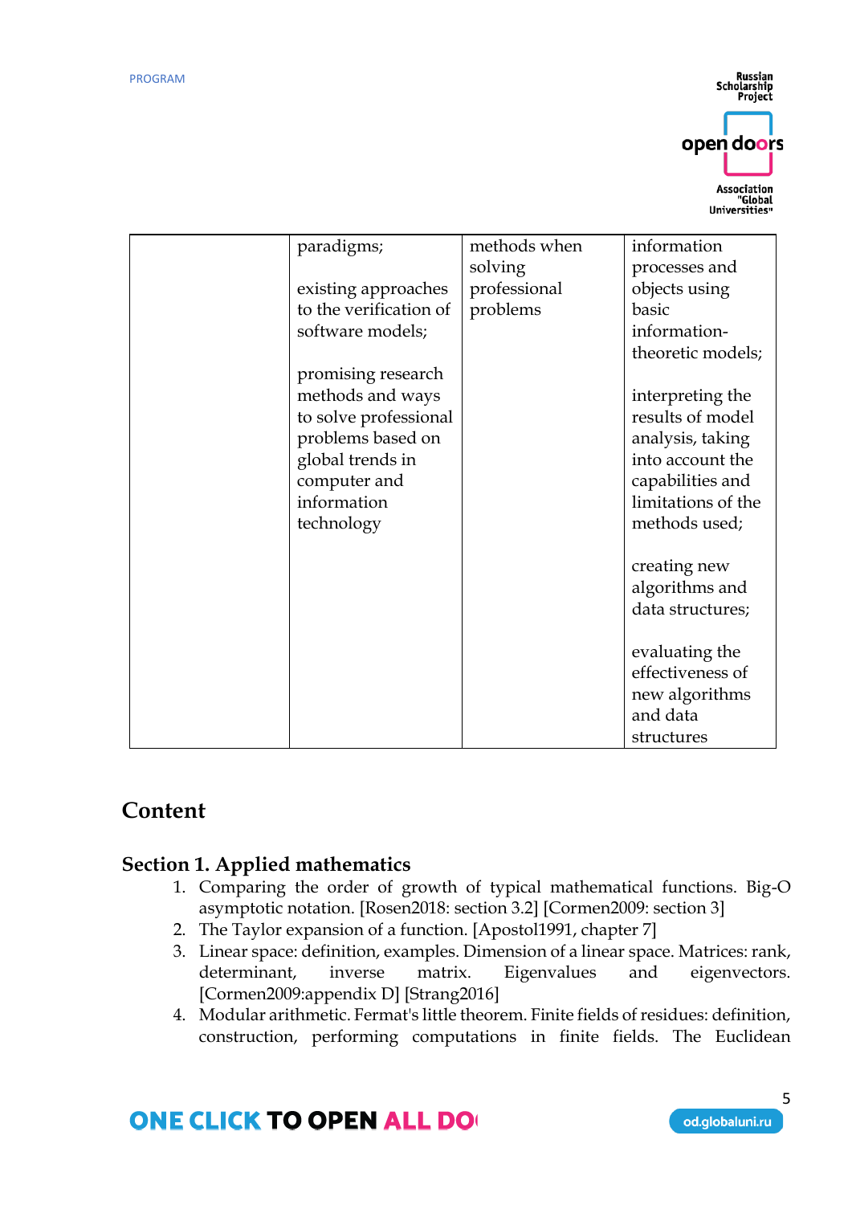|  | paradigms;<br><br>existing approaches to the verification of software models;<br><br>promising research methods and ways to solve professional problems based on global trends in computer and information technology | methods when solving professional problems | information processes and objects using basic information-theoretic models;<br><br>interpreting the results of model analysis, taking into account the capabilities and limitations of the methods used;<br><br>creating new algorithms and data structures;<br><br>evaluating the effectiveness of new algorithms and data structures |
|---|---|---|---|

## Content

### Section 1. Applied mathematics

1. Comparing the order of growth of typical mathematical functions. Big-O asymptotic notation. [Rosen2018: section 3.2] [Cormen2009: section 3]
2. The Taylor expansion of a function. [Apostol1991, chapter 7]
3. Linear space: definition, examples. Dimension of a linear space. Matrices: rank, determinant, inverse matrix. Eigenvalues and eigenvectors. [Cormen2009:appendix D] [Strang2016]
4. Modular arithmetic. Fermat's little theorem. Finite fields of residues: definition, construction, performing computations in finite fields. The Euclidean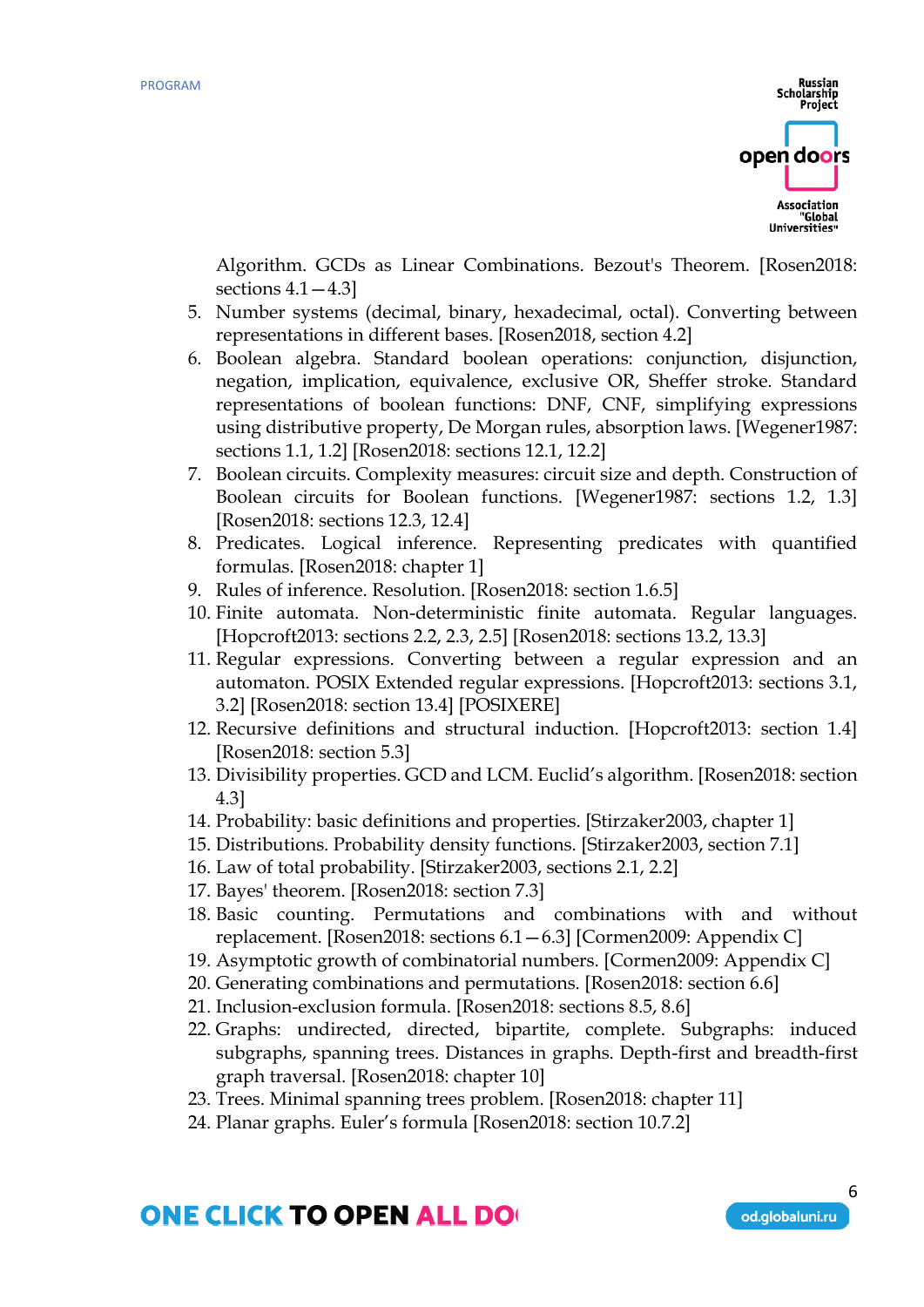Algorithm. GCDs as Linear Combinations. Bezout's Theorem. [Rosen2018: sections 4.1—4.3]

5. Number systems (decimal, binary, hexadecimal, octal). Converting between representations in different bases. [Rosen2018, section 4.2]
6. Boolean algebra. Standard boolean operations: conjunction, disjunction, negation, implication, equivalence, exclusive OR, Sheffer stroke. Standard representations of boolean functions: DNF, CNF, simplifying expressions using distributive property, De Morgan rules, absorption laws. [Wegener1987: sections 1.1, 1.2] [Rosen2018: sections 12.1, 12.2]
7. Boolean circuits. Complexity measures: circuit size and depth. Construction of Boolean circuits for Boolean functions. [Wegener1987: sections 1.2, 1.3] [Rosen2018: sections 12.3, 12.4]
8. Predicates. Logical inference. Representing predicates with quantified formulas. [Rosen2018: chapter 1]
9. Rules of inference. Resolution. [Rosen2018: section 1.6.5]
10. Finite automata. Non-deterministic finite automata. Regular languages. [Hopcroft2013: sections 2.2, 2.3, 2.5] [Rosen2018: sections 13.2, 13.3]
11. Regular expressions. Converting between a regular expression and an automaton. POSIX Extended regular expressions. [Hopcroft2013: sections 3.1, 3.2] [Rosen2018: section 13.4] [POSIXERE]
12. Recursive definitions and structural induction. [Hopcroft2013: section 1.4] [Rosen2018: section 5.3]
13. Divisibility properties. GCD and LCM. Euclid's algorithm. [Rosen2018: section 4.3]
14. Probability: basic definitions and properties. [Stirzaker2003, chapter 1]
15. Distributions. Probability density functions. [Stirzaker2003, section 7.1]
16. Law of total probability. [Stirzaker2003, sections 2.1, 2.2]
17. Bayes' theorem. [Rosen2018: section 7.3]
18. Basic counting. Permutations and combinations with and without replacement. [Rosen2018: sections 6.1—6.3] [Cormen2009: Appendix C]
19. Asymptotic growth of combinatorial numbers. [Cormen2009: Appendix C]
20. Generating combinations and permutations. [Rosen2018: section 6.6]
21. Inclusion-exclusion formula. [Rosen2018: sections 8.5, 8.6]
22. Graphs: undirected, directed, bipartite, complete. Subgraphs: induced subgraphs, spanning trees. Distances in graphs. Depth-first and breadth-first graph traversal. [Rosen2018: chapter 10]
23. Trees. Minimal spanning trees problem. [Rosen2018: chapter 11]
24. Planar graphs. Euler's formula [Rosen2018: section 10.7.2]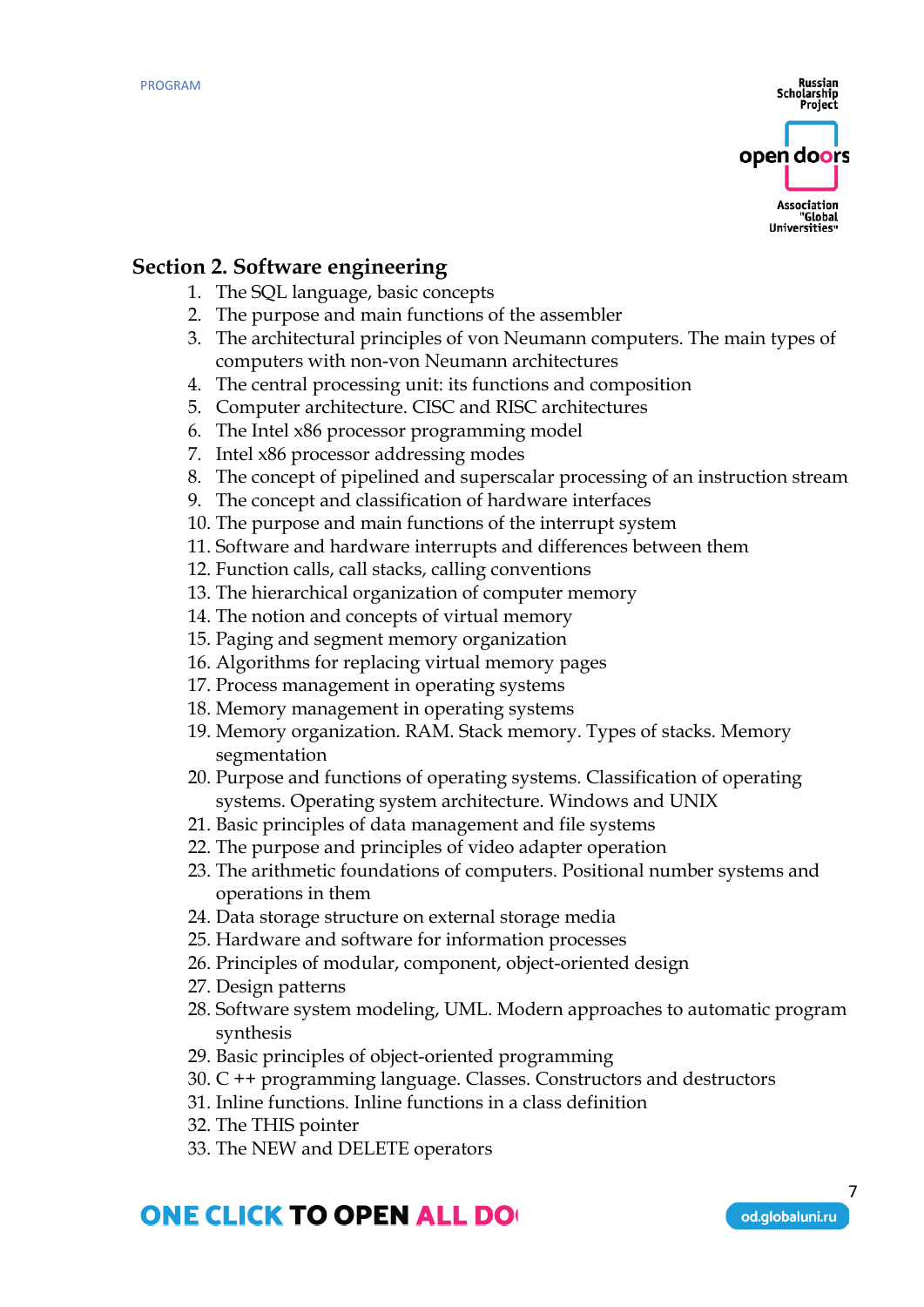## Section 2. Software engineering

1. The SQL language, basic concepts
2. The purpose and main functions of the assembler
3. The architectural principles of von Neumann computers. The main types of computers with non-von Neumann architectures
4. The central processing unit: its functions and composition
5. Computer architecture. CISC and RISC architectures
6. The Intel x86 processor programming model
7. Intel x86 processor addressing modes
8. The concept of pipelined and superscalar processing of an instruction stream
9. The concept and classification of hardware interfaces
10. The purpose and main functions of the interrupt system
11. Software and hardware interrupts and differences between them
12. Function calls, call stacks, calling conventions
13. The hierarchical organization of computer memory
14. The notion and concepts of virtual memory
15. Paging and segment memory organization
16. Algorithms for replacing virtual memory pages
17. Process management in operating systems
18. Memory management in operating systems
19. Memory organization. RAM. Stack memory. Types of stacks. Memory segmentation
20. Purpose and functions of operating systems. Classification of operating systems. Operating system architecture. Windows and UNIX
21. Basic principles of data management and file systems
22. The purpose and principles of video adapter operation
23. The arithmetic foundations of computers. Positional number systems and operations in them
24. Data storage structure on external storage media
25. Hardware and software for information processes
26. Principles of modular, component, object-oriented design
27. Design patterns
28. Software system modeling, UML. Modern approaches to automatic program synthesis
29. Basic principles of object-oriented programming
30. C ++ programming language. Classes. Constructors and destructors
31. Inline functions. Inline functions in a class definition
32. The THIS pointer
33. The NEW and DELETE operators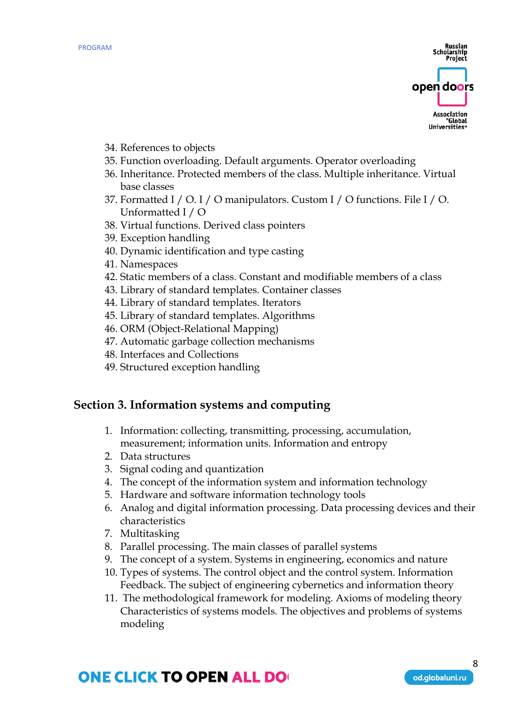34. References to objects
35. Function overloading. Default arguments. Operator overloading
36. Inheritance. Protected members of the class. Multiple inheritance. Virtual base classes
37. Formatted I / O. I / O manipulators. Custom I / O functions. File I / O. Unformatted I / O
38. Virtual functions. Derived class pointers
39. Exception handling
40. Dynamic identification and type casting
41. Namespaces
42. Static members of a class. Constant and modifiable members of a class
43. Library of standard templates. Container classes
44. Library of standard templates. Iterators
45. Library of standard templates. Algorithms
46. ORM (Object-Relational Mapping)
47. Automatic garbage collection mechanisms
48. Interfaces and Collections
49. Structured exception handling

## Section 3. Information systems and computing

1. Information: collecting, transmitting, processing, accumulation, measurement; information units. Information and entropy
2. Data structures
3. Signal coding and quantization
4. The concept of the information system and information technology
5. Hardware and software information technology tools
6. Analog and digital information processing. Data processing devices and their characteristics
7. Multitasking
8. Parallel processing. The main classes of parallel systems
9. The concept of a system. Systems in engineering, economics and nature
10. Types of systems. The control object and the control system. Information Feedback. The subject of engineering cybernetics and information theory
11. The methodological framework for modeling. Axioms of modeling theory Characteristics of systems models. The objectives and problems of systems modeling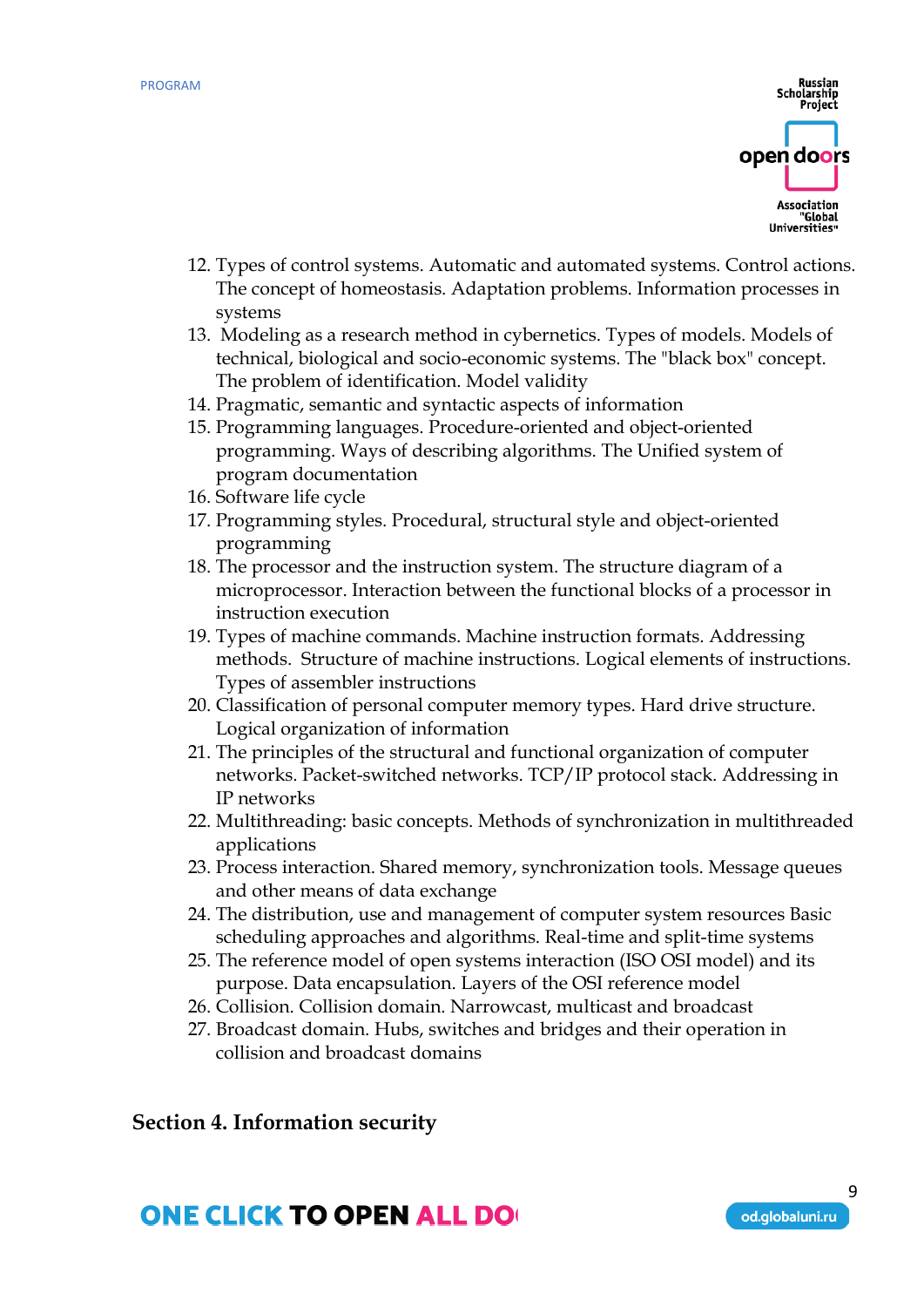12. Types of control systems. Automatic and automated systems. Control actions. The concept of homeostasis. Adaptation problems. Information processes in systems
13. Modeling as a research method in cybernetics. Types of models. Models of technical, biological and socio-economic systems. The "black box" concept. The problem of identification. Model validity
14. Pragmatic, semantic and syntactic aspects of information
15. Programming languages. Procedure-oriented and object-oriented programming. Ways of describing algorithms. The Unified system of program documentation
16. Software life cycle
17. Programming styles. Procedural, structural style and object-oriented programming
18. The processor and the instruction system. The structure diagram of a microprocessor. Interaction between the functional blocks of a processor in instruction execution
19. Types of machine commands. Machine instruction formats. Addressing methods. Structure of machine instructions. Logical elements of instructions. Types of assembler instructions
20. Classification of personal computer memory types. Hard drive structure. Logical organization of information
21. The principles of the structural and functional organization of computer networks. Packet-switched networks. TCP/IP protocol stack. Addressing in IP networks
22. Multithreading: basic concepts. Methods of synchronization in multithreaded applications
23. Process interaction. Shared memory, synchronization tools. Message queues and other means of data exchange
24. The distribution, use and management of computer system resources Basic scheduling approaches and algorithms. Real-time and split-time systems
25. The reference model of open systems interaction (ISO OSI model) and its purpose. Data encapsulation. Layers of the OSI reference model
26. Collision. Collision domain. Narrowcast, multicast and broadcast
27. Broadcast domain. Hubs, switches and bridges and their operation in collision and broadcast domains

## Section 4. Information security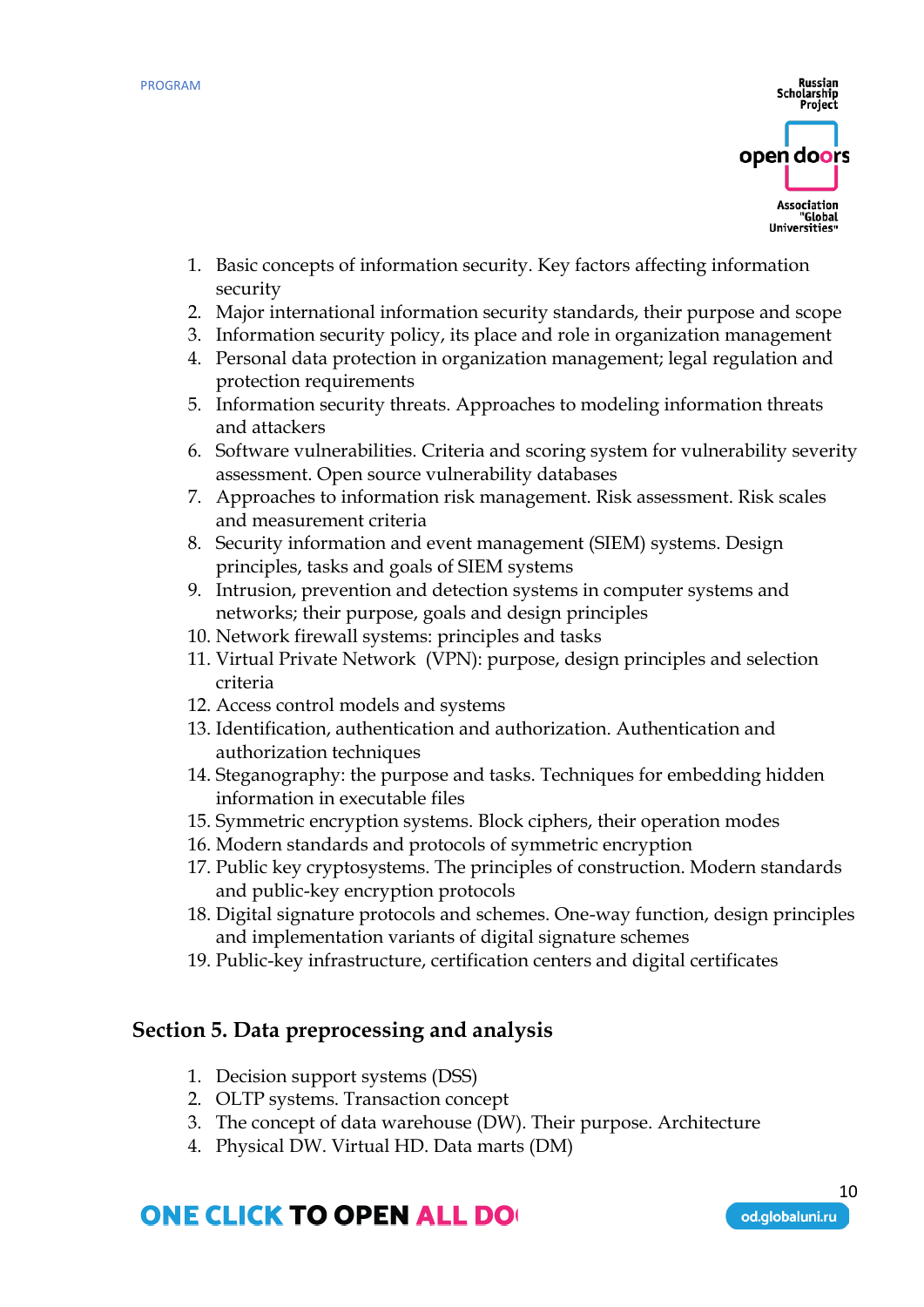1. Basic concepts of information security. Key factors affecting information security
2. Major international information security standards, their purpose and scope
3. Information security policy, its place and role in organization management
4. Personal data protection in organization management; legal regulation and protection requirements
5. Information security threats. Approaches to modeling information threats and attackers
6. Software vulnerabilities. Criteria and scoring system for vulnerability severity assessment. Open source vulnerability databases
7. Approaches to information risk management. Risk assessment. Risk scales and measurement criteria
8. Security information and event management (SIEM) systems. Design principles, tasks and goals of SIEM systems
9. Intrusion, prevention and detection systems in computer systems and networks; their purpose, goals and design principles
10. Network firewall systems: principles and tasks
11. Virtual Private Network (VPN): purpose, design principles and selection criteria
12. Access control models and systems
13. Identification, authentication and authorization. Authentication and authorization techniques
14. Steganography: the purpose and tasks. Techniques for embedding hidden information in executable files
15. Symmetric encryption systems. Block ciphers, their operation modes
16. Modern standards and protocols of symmetric encryption
17. Public key cryptosystems. The principles of construction. Modern standards and public-key encryption protocols
18. Digital signature protocols and schemes. One-way function, design principles and implementation variants of digital signature schemes
19. Public-key infrastructure, certification centers and digital certificates

## Section 5. Data preprocessing and analysis

1. Decision support systems (DSS)
2. OLTP systems. Transaction concept
3. The concept of data warehouse (DW). Their purpose. Architecture
4. Physical DW. Virtual HD. Data marts (DM)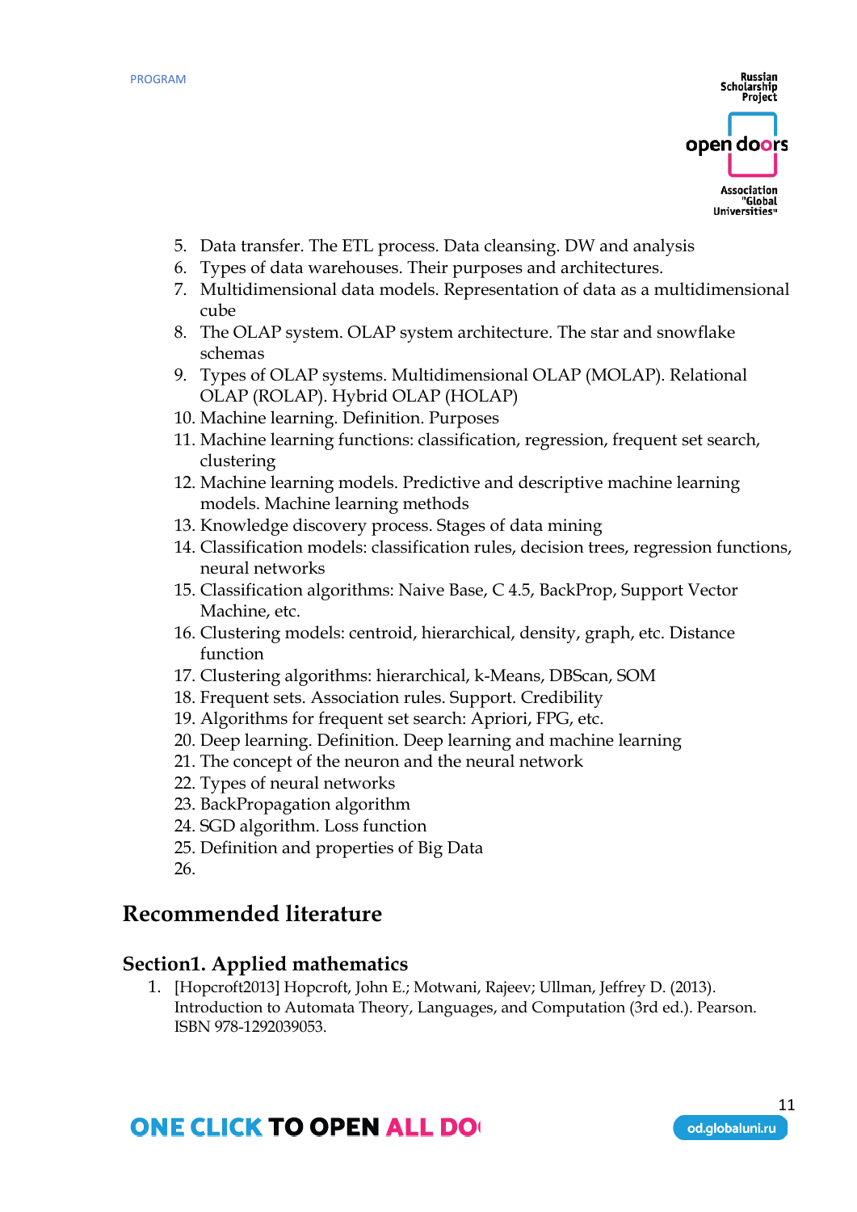5. Data transfer. The ETL process. Data cleansing. DW and analysis
6. Types of data warehouses. Their purposes and architectures.
7. Multidimensional data models. Representation of data as a multidimensional cube
8. The OLAP system. OLAP system architecture. The star and snowflake schemas
9. Types of OLAP systems. Multidimensional OLAP (MOLAP). Relational OLAP (ROLAP). Hybrid OLAP (HOLAP)
10. Machine learning. Definition. Purposes
11. Machine learning functions: classification, regression, frequent set search, clustering
12. Machine learning models. Predictive and descriptive machine learning models. Machine learning methods
13. Knowledge discovery process. Stages of data mining
14. Classification models: classification rules, decision trees, regression functions, neural networks
15. Classification algorithms: Naive Base, C 4.5, BackProp, Support Vector Machine, etc.
16. Clustering models: centroid, hierarchical, density, graph, etc. Distance function
17. Clustering algorithms: hierarchical, k-Means, DBScan, SOM
18. Frequent sets. Association rules. Support. Credibility
19. Algorithms for frequent set search: Apriori, FPG, etc.
20. Deep learning. Definition. Deep learning and machine learning
21. The concept of the neuron and the neural network
22. Types of neural networks
23. BackPropagation algorithm
24. SGD algorithm. Loss function
25. Definition and properties of Big Data
26. 

# Recommended literature

## Section1. Applied mathematics

1. [Hopcroft2013] Hopcroft, John E.; Motwani, Rajeev; Ullman, Jeffrey D. (2013). Introduction to Automata Theory, Languages, and Computation (3rd ed.). Pearson. ISBN 978-1292039053.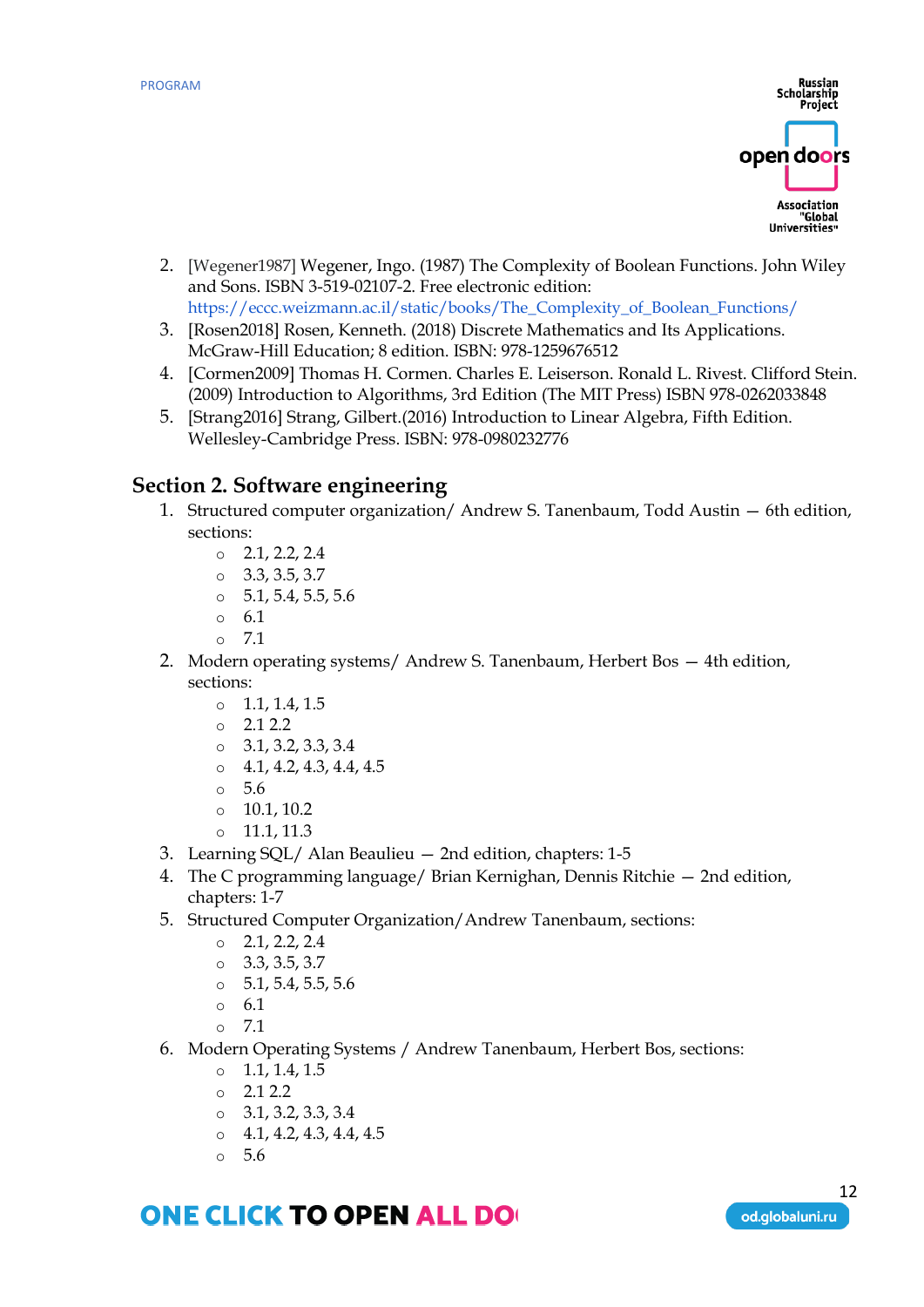2. [Wegener1987] Wegener, Ingo. (1987) The Complexity of Boolean Functions. John Wiley and Sons. ISBN 3-519-02107-2. Free electronic edition: https://eccc.weizmann.ac.il/static/books/The_Complexity_of_Boolean_Functions/
3. [Rosen2018] Rosen, Kenneth. (2018) Discrete Mathematics and Its Applications. McGraw-Hill Education; 8 edition. ISBN: 978-1259676512
4. [Cormen2009] Thomas H. Cormen. Charles E. Leiserson. Ronald L. Rivest. Clifford Stein. (2009) Introduction to Algorithms, 3rd Edition (The MIT Press) ISBN 978-0262033848
5. [Strang2016] Strang, Gilbert.(2016) Introduction to Linear Algebra, Fifth Edition. Wellesley-Cambridge Press. ISBN: 978-0980232776

## Section 2. Software engineering

1. Structured computer organization/ Andrew S. Tanenbaum, Todd Austin — 6th edition, sections:
   - 2.1, 2.2, 2.4
   - 3.3, 3.5, 3.7
   - 5.1, 5.4, 5.5, 5.6
   - 6.1
   - 7.1
2. Modern operating systems/ Andrew S. Tanenbaum, Herbert Bos — 4th edition, sections:
   - 1.1, 1.4, 1.5
   - 2.1 2.2
   - 3.1, 3.2, 3.3, 3.4
   - 4.1, 4.2, 4.3, 4.4, 4.5
   - 5.6
   - 10.1, 10.2
   - 11.1, 11.3
3. Learning SQL/ Alan Beaulieu — 2nd edition, chapters: 1-5
4. The C programming language/ Brian Kernighan, Dennis Ritchie — 2nd edition, chapters: 1-7
5. Structured Computer Organization/Andrew Tanenbaum, sections:
   - 2.1, 2.2, 2.4
   - 3.3, 3.5, 3.7
   - 5.1, 5.4, 5.5, 5.6
   - 6.1
   - 7.1
6. Modern Operating Systems / Andrew Tanenbaum, Herbert Bos, sections:
   - 1.1, 1.4, 1.5
   - 2.1 2.2
   - 3.1, 3.2, 3.3, 3.4
   - 4.1, 4.2, 4.3, 4.4, 4.5
   - 5.6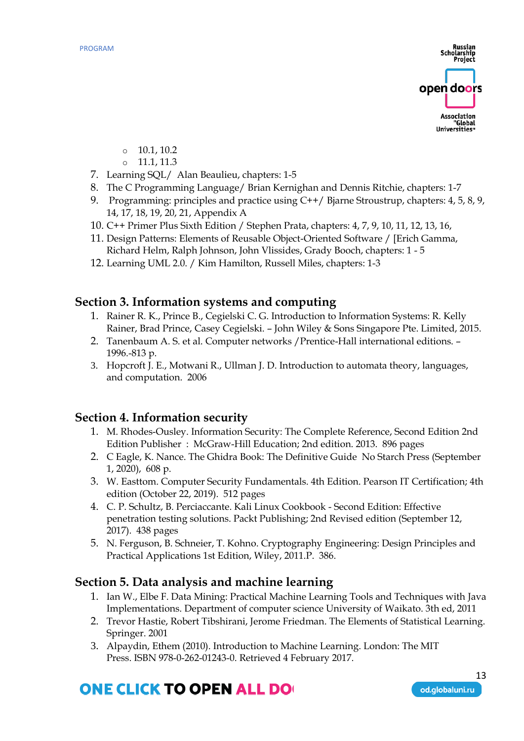- 10.1, 10.2
   - 11.1, 11.3
7. Learning SQL/ Alan Beaulieu, chapters: 1-5
8. The C Programming Language/ Brian Kernighan and Dennis Ritchie, chapters: 1-7
9. Programming: principles and practice using C++/ Bjarne Stroustrup, chapters: 4, 5, 8, 9, 14, 17, 18, 19, 20, 21, Appendix A
10. C++ Primer Plus Sixth Edition / Stephen Prata, chapters: 4, 7, 9, 10, 11, 12, 13, 16,
11. Design Patterns: Elements of Reusable Object-Oriented Software / [Erich Gamma, Richard Helm, Ralph Johnson, John Vlissides, Grady Booch, chapters: 1 - 5
12. Learning UML 2.0. / Kim Hamilton, Russell Miles, chapters: 1-3

## Section 3. Information systems and computing

1. Rainer R. K., Prince B., Cegielski C. G. Introduction to Information Systems: R. Kelly Rainer, Brad Prince, Casey Cegielski. – John Wiley & Sons Singapore Pte. Limited, 2015.
2. Tanenbaum A. S. et al. Computer networks /Prentice-Hall international editions. – 1996.-813 p.
3. Hopcroft J. E., Motwani R., Ullman J. D. Introduction to automata theory, languages, and computation. 2006

## Section 4. Information security

1. M. Rhodes-Ousley. Information Security: The Complete Reference, Second Edition 2nd Edition Publisher : McGraw-Hill Education; 2nd edition. 2013. 896 pages
2. C Eagle, K. Nance. The Ghidra Book: The Definitive Guide No Starch Press (September 1, 2020), 608 p.
3. W. Easttom. Computer Security Fundamentals. 4th Edition. Pearson IT Certification; 4th edition (October 22, 2019). 512 pages
4. C. P. Schultz, B. Perciaccante. Kali Linux Cookbook - Second Edition: Effective penetration testing solutions. Packt Publishing; 2nd Revised edition (September 12, 2017). 438 pages
5. N. Ferguson, B. Schneier, T. Kohno. Cryptography Engineering: Design Principles and Practical Applications 1st Edition, Wiley, 2011.P. 386.

## Section 5. Data analysis and machine learning

1. Ian W., Elbe F. Data Mining: Practical Machine Learning Tools and Techniques with Java Implementations. Department of computer science University of Waikato. 3th ed, 2011
2. Trevor Hastie, Robert Tibshirani, Jerome Friedman. The Elements of Statistical Learning. Springer. 2001
3. Alpaydin, Ethem (2010). Introduction to Machine Learning. London: The MIT Press. ISBN 978-0-262-01243-0. Retrieved 4 February 2017.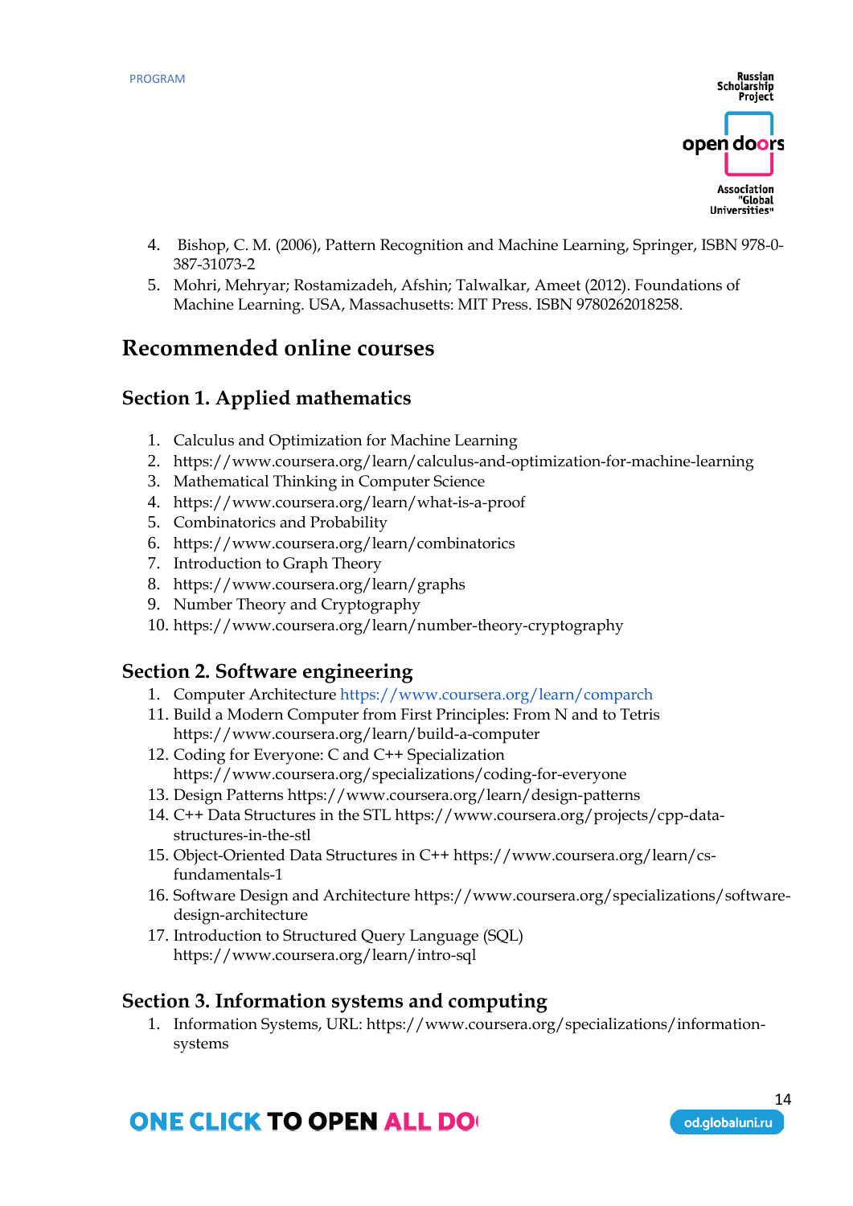4. Bishop, C. M. (2006), Pattern Recognition and Machine Learning, Springer, ISBN 978-0-387-31073-2
5. Mohri, Mehryar; Rostamizadeh, Afshin; Talwalkar, Ameet (2012). Foundations of Machine Learning. USA, Massachusetts: MIT Press. ISBN 9780262018258.

## Recommended online courses

### Section 1. Applied mathematics

1. Calculus and Optimization for Machine Learning
2. https://www.coursera.org/learn/calculus-and-optimization-for-machine-learning
3. Mathematical Thinking in Computer Science
4. https://www.coursera.org/learn/what-is-a-proof
5. Combinatorics and Probability
6. https://www.coursera.org/learn/combinatorics
7. Introduction to Graph Theory
8. https://www.coursera.org/learn/graphs
9. Number Theory and Cryptography
10. https://www.coursera.org/learn/number-theory-cryptography

### Section 2. Software engineering

1. Computer Architecture https://www.coursera.org/learn/comparch
11. Build a Modern Computer from First Principles: From N and to Tetris https://www.coursera.org/learn/build-a-computer
12. Coding for Everyone: C and C++ Specialization https://www.coursera.org/specializations/coding-for-everyone
13. Design Patterns https://www.coursera.org/learn/design-patterns
14. C++ Data Structures in the STL https://www.coursera.org/projects/cpp-data-structures-in-the-stl
15. Object-Oriented Data Structures in C++ https://www.coursera.org/learn/cs-fundamentals-1
16. Software Design and Architecture https://www.coursera.org/specializations/software-design-architecture
17. Introduction to Structured Query Language (SQL) https://www.coursera.org/learn/intro-sql

### Section 3. Information systems and computing

1. Information Systems, URL: https://www.coursera.org/specializations/information-systems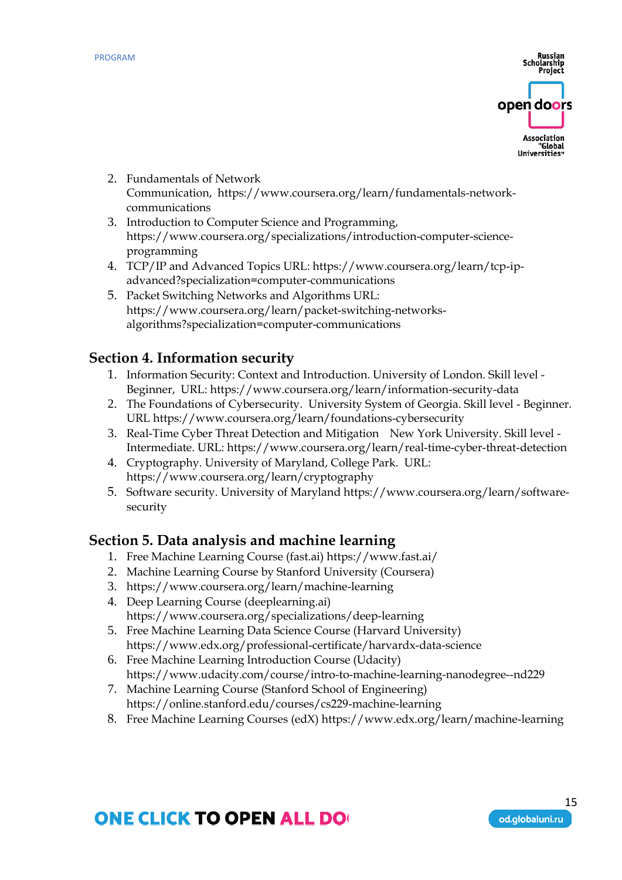2. Fundamentals of Network Communication, https://www.coursera.org/learn/fundamentals-network-communications
3. Introduction to Computer Science and Programming, https://www.coursera.org/specializations/introduction-computer-science-programming
4. TCP/IP and Advanced Topics URL: https://www.coursera.org/learn/tcp-ip-advanced?specialization=computer-communications
5. Packet Switching Networks and Algorithms URL: https://www.coursera.org/learn/packet-switching-networks-algorithms?specialization=computer-communications

## Section 4. Information security

1. Information Security: Context and Introduction. University of London. Skill level - Beginner, URL: https://www.coursera.org/learn/information-security-data
2. The Foundations of Cybersecurity. University System of Georgia. Skill level - Beginner. URL https://www.coursera.org/learn/foundations-cybersecurity
3. Real-Time Cyber Threat Detection and Mitigation New York University. Skill level - Intermediate. URL: https://www.coursera.org/learn/real-time-cyber-threat-detection
4. Cryptography. University of Maryland, College Park. URL: https://www.coursera.org/learn/cryptography
5. Software security. University of Maryland https://www.coursera.org/learn/software-security

## Section 5. Data analysis and machine learning

1. Free Machine Learning Course (fast.ai) https://www.fast.ai/
2. Machine Learning Course by Stanford University (Coursera)
3. https://www.coursera.org/learn/machine-learning
4. Deep Learning Course (deeplearning.ai) https://www.coursera.org/specializations/deep-learning
5. Free Machine Learning Data Science Course (Harvard University) https://www.edx.org/professional-certificate/harvardx-data-science
6. Free Machine Learning Introduction Course (Udacity) https://www.udacity.com/course/intro-to-machine-learning-nanodegree--nd229
7. Machine Learning Course (Stanford School of Engineering) https://online.stanford.edu/courses/cs229-machine-learning
8. Free Machine Learning Courses (edX) https://www.edx.org/learn/machine-learning